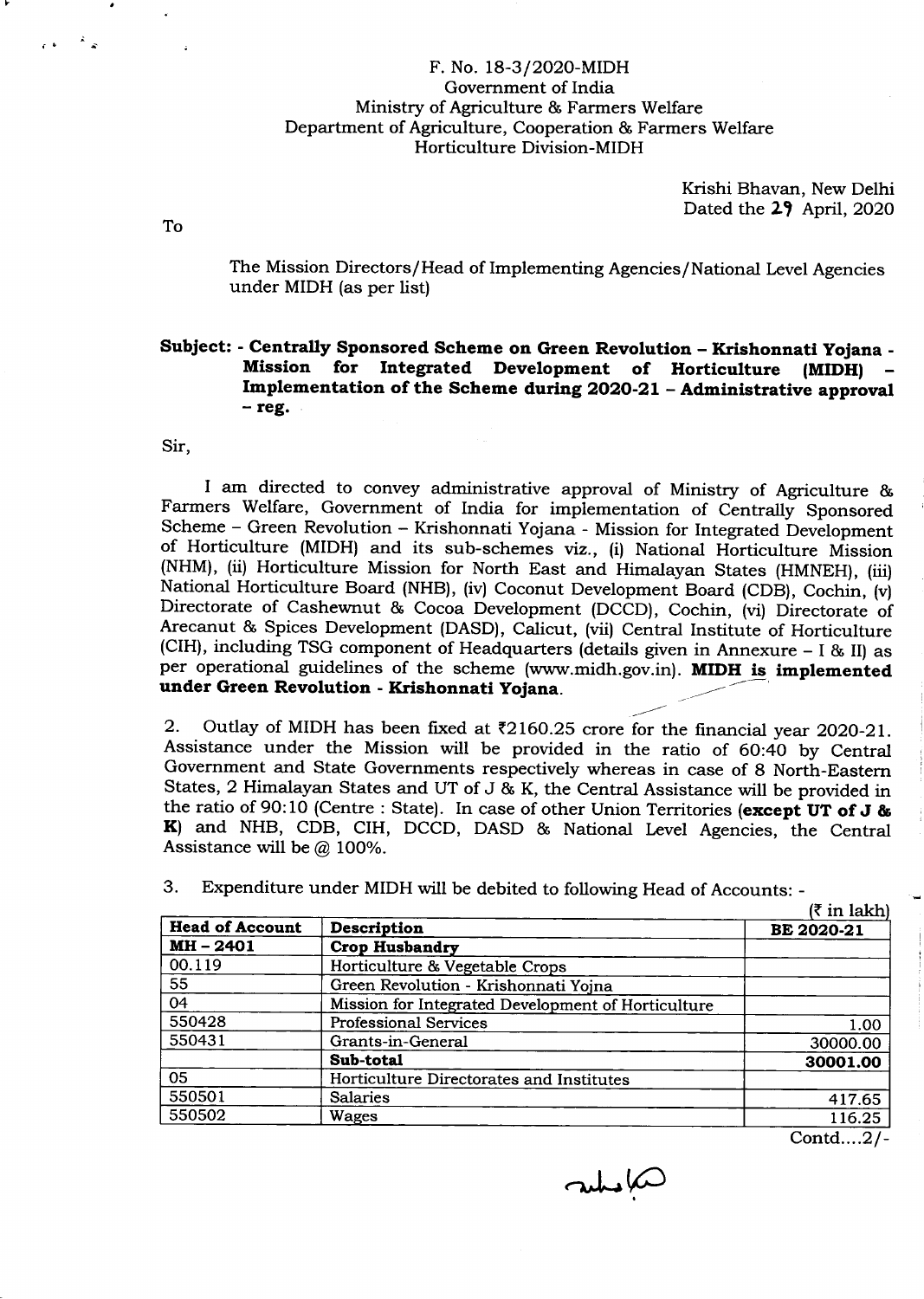F. No. 18-3/2020-MIDH
Government of India
Ministry of Agriculture & Farmers Welfare
Department of Agriculture, Cooperation & Farmers Welfare
Horticulture Division-MIDH

Krishi Bhavan, New Delhi
Dated the 29 April, 2020

To

The Mission Directors/Head of Implementing Agencies/National Level Agencies under MIDH (as per list)

**Subject: - Centrally Sponsored Scheme on Green Revolution – Krishonnati Yojana - Mission for Integrated Development of Horticulture (MIDH) – Implementation of the Scheme during 2020-21 – Administrative approval – reg.**

Sir,

I am directed to convey administrative approval of Ministry of Agriculture & Farmers Welfare, Government of India for implementation of Centrally Sponsored Scheme – Green Revolution – Krishonnati Yojana - Mission for Integrated Development of Horticulture (MIDH) and its sub-schemes viz., (i) National Horticulture Mission (NHM), (ii) Horticulture Mission for North East and Himalayan States (HMNEH), (iii) National Horticulture Board (NHB), (iv) Coconut Development Board (CDB), Cochin, (v) Directorate of Cashewnut & Cocoa Development (DCCD), Cochin, (vi) Directorate of Arecanut & Spices Development (DASD), Calicut, (vii) Central Institute of Horticulture (CIH), including TSG component of Headquarters (details given in Annexure – I & II) as per operational guidelines of the scheme (www.midh.gov.in). **MIDH is implemented under Green Revolution - Krishonnati Yojana.**

2. Outlay of MIDH has been fixed at ₹2160.25 crore for the financial year 2020-21. Assistance under the Mission will be provided in the ratio of 60:40 by Central Government and State Governments respectively whereas in case of 8 North-Eastern States, 2 Himalayan States and UT of J & K, the Central Assistance will be provided in the ratio of 90:10 (Centre : State). In case of other Union Territories **(except UT of J & K)** and NHB, CDB, CIH, DCCD, DASD & National Level Agencies, the Central Assistance will be @ 100%.

3. Expenditure under MIDH will be debited to following Head of Accounts: -

(₹ in lakh)

| Head of Account | Description | BE 2020-21 |
|---|---|---|
| **MH – 2401** | **Crop Husbandry** | |
| 00.119 | Horticulture & Vegetable Crops | |
| 55 | Green Revolution - Krishonnati Yojna | |
| 04 | Mission for Integrated Development of Horticulture | |
| 550428 | Professional Services | 1.00 |
| 550431 | Grants-in-General | 30000.00 |
| | **Sub-total** | **30001.00** |
| 05 | Horticulture Directorates and Institutes | |
| 550501 | Salaries | 417.65 |
| 550502 | Wages | 116.25 |

Contd....2/-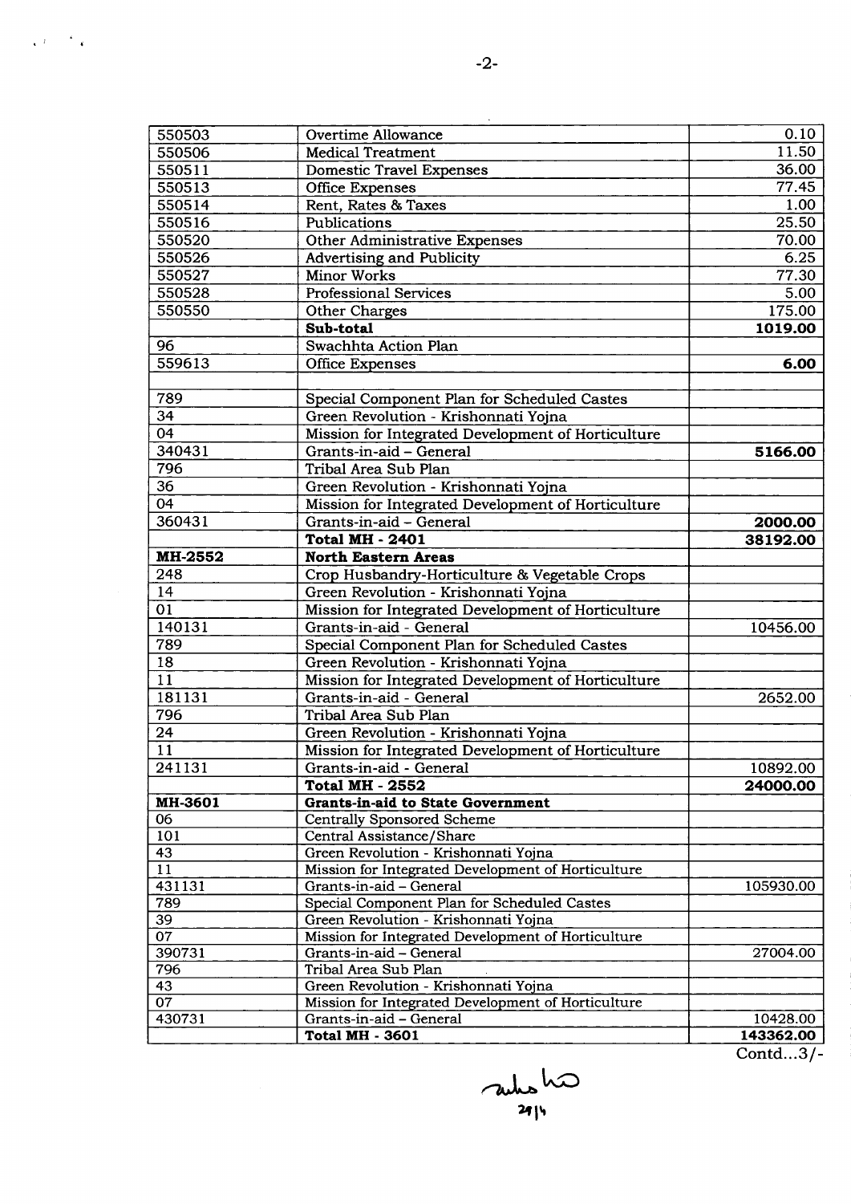| | | |
|---|---|---|
| 550503 | Overtime Allowance | 0.10 |
| 550506 | Medical Treatment | 11.50 |
| 550511 | Domestic Travel Expenses | 36.00 |
| 550513 | Office Expenses | 77.45 |
| 550514 | Rent, Rates & Taxes | 1.00 |
| 550516 | Publications | 25.50 |
| 550520 | Other Administrative Expenses | 70.00 |
| 550526 | Advertising and Publicity | 6.25 |
| 550527 | Minor Works | 77.30 |
| 550528 | Professional Services | 5.00 |
| 550550 | Other Charges | 175.00 |
| | **Sub-total** | **1019.00** |
| 96 | Swachhta Action Plan | |
| 559613 | Office Expenses | **6.00** |
| | | |
| 789 | Special Component Plan for Scheduled Castes | |
| 34 | Green Revolution - Krishonnati Yojna | |
| 04 | Mission for Integrated Development of Horticulture | |
| 340431 | Grants-in-aid – General | **5166.00** |
| 796 | Tribal Area Sub Plan | |
| 36 | Green Revolution - Krishonnati Yojna | |
| 04 | Mission for Integrated Development of Horticulture | |
| 360431 | Grants-in-aid – General | **2000.00** |
| | **Total MH - 2401** | **38192.00** |
| **MH-2552** | **North Eastern Areas** | |
| 248 | Crop Husbandry-Horticulture & Vegetable Crops | |
| 14 | Green Revolution - Krishonnati Yojna | |
| 01 | Mission for Integrated Development of Horticulture | |
| 140131 | Grants-in-aid - General | 10456.00 |
| 789 | Special Component Plan for Scheduled Castes | |
| 18 | Green Revolution - Krishonnati Yojna | |
| 11 | Mission for Integrated Development of Horticulture | |
| 181131 | Grants-in-aid - General | 2652.00 |
| 796 | Tribal Area Sub Plan | |
| 24 | Green Revolution - Krishonnati Yojna | |
| 11 | Mission for Integrated Development of Horticulture | |
| 241131 | Grants-in-aid - General | 10892.00 |
| | **Total MH - 2552** | **24000.00** |
| **MH-3601** | **Grants-in-aid to State Government** | |
| 06 | Centrally Sponsored Scheme | |
| 101 | Central Assistance/Share | |
| 43 | Green Revolution - Krishonnati Yojna | |
| 11 | Mission for Integrated Development of Horticulture | |
| 431131 | Grants-in-aid – General | 105930.00 |
| 789 | Special Component Plan for Scheduled Castes | |
| 39 | Green Revolution - Krishonnati Yojna | |
| 07 | Mission for Integrated Development of Horticulture | |
| 390731 | Grants-in-aid – General | 27004.00 |
| 796 | Tribal Area Sub Plan | |
| 43 | Green Revolution - Krishonnati Yojna | |
| 07 | Mission for Integrated Development of Horticulture | |
| 430731 | Grants-in-aid – General | 10428.00 |
| | **Total MH - 3601** | **143362.00** |

Contd...3/-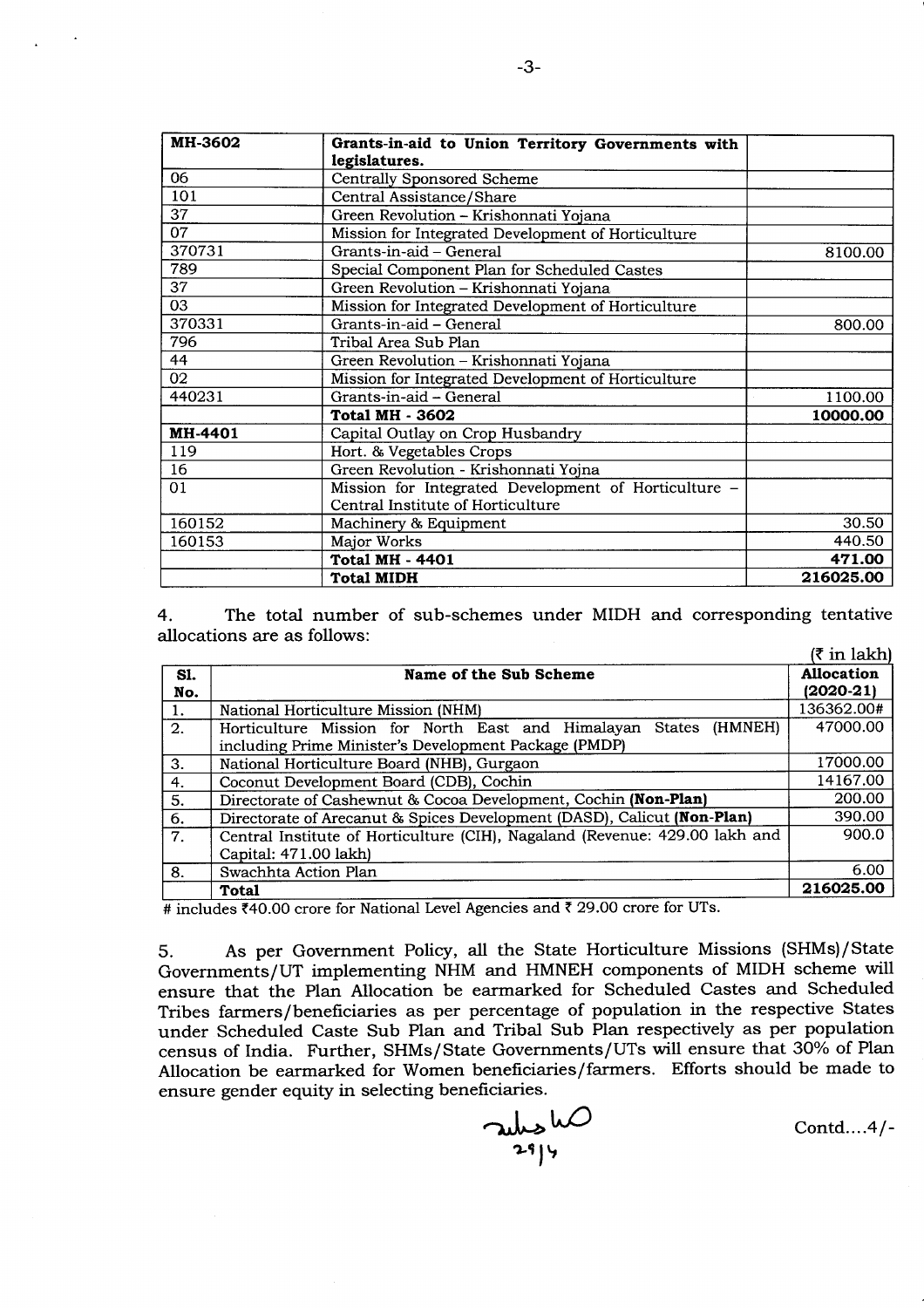| | | |
|---|---|---|
| **MH-3602** | **Grants-in-aid to Union Territory Governments with legislatures.** | |
| 06 | Centrally Sponsored Scheme | |
| 101 | Central Assistance/Share | |
| 37 | Green Revolution – Krishonnati Yojana | |
| 07 | Mission for Integrated Development of Horticulture | |
| 370731 | Grants-in-aid – General | 8100.00 |
| 789 | Special Component Plan for Scheduled Castes | |
| 37 | Green Revolution – Krishonnati Yojana | |
| 03 | Mission for Integrated Development of Horticulture | |
| 370331 | Grants-in-aid – General | 800.00 |
| 796 | Tribal Area Sub Plan | |
| 44 | Green Revolution – Krishonnati Yojana | |
| 02 | Mission for Integrated Development of Horticulture | |
| 440231 | Grants-in-aid – General | 1100.00 |
| | **Total MH - 3602** | **10000.00** |
| **MH-4401** | Capital Outlay on Crop Husbandry | |
| 119 | Hort. & Vegetables Crops | |
| 16 | Green Revolution - Krishonnati Yojna | |
| 01 | Mission for Integrated Development of Horticulture – Central Institute of Horticulture | |
| 160152 | Machinery & Equipment | 30.50 |
| 160153 | Major Works | 440.50 |
| | **Total MH - 4401** | **471.00** |
| | **Total MIDH** | **216025.00** |

4. The total number of sub-schemes under MIDH and corresponding tentative allocations are as follows:

(₹ in lakh)

| Sl. No. | Name of the Sub Scheme | Allocation (2020-21) |
|---|---|---|
| 1. | National Horticulture Mission (NHM) | 136362.00# |
| 2. | Horticulture Mission for North East and Himalayan States (HMNEH) including Prime Minister's Development Package (PMDP) | 47000.00 |
| 3. | National Horticulture Board (NHB), Gurgaon | 17000.00 |
| 4. | Coconut Development Board (CDB), Cochin | 14167.00 |
| 5. | Directorate of Cashewnut & Cocoa Development, Cochin **(Non-Plan)** | 200.00 |
| 6. | Directorate of Arecanut & Spices Development (DASD), Calicut **(Non-Plan)** | 390.00 |
| 7. | Central Institute of Horticulture (CIH), Nagaland (Revenue: 429.00 lakh and Capital: 471.00 lakh) | 900.0 |
| 8. | Swachhta Action Plan | 6.00 |
| | **Total** | **216025.00** |

# includes ₹40.00 crore for National Level Agencies and ₹ 29.00 crore for UTs.

5. As per Government Policy, all the State Horticulture Missions (SHMs)/State Governments/UT implementing NHM and HMNEH components of MIDH scheme will ensure that the Plan Allocation be earmarked for Scheduled Castes and Scheduled Tribes farmers/beneficiaries as per percentage of population in the respective States under Scheduled Caste Sub Plan and Tribal Sub Plan respectively as per population census of India. Further, SHMs/State Governments/UTs will ensure that 30% of Plan Allocation be earmarked for Women beneficiaries/farmers. Efforts should be made to ensure gender equity in selecting beneficiaries.

29/4

Contd....4/-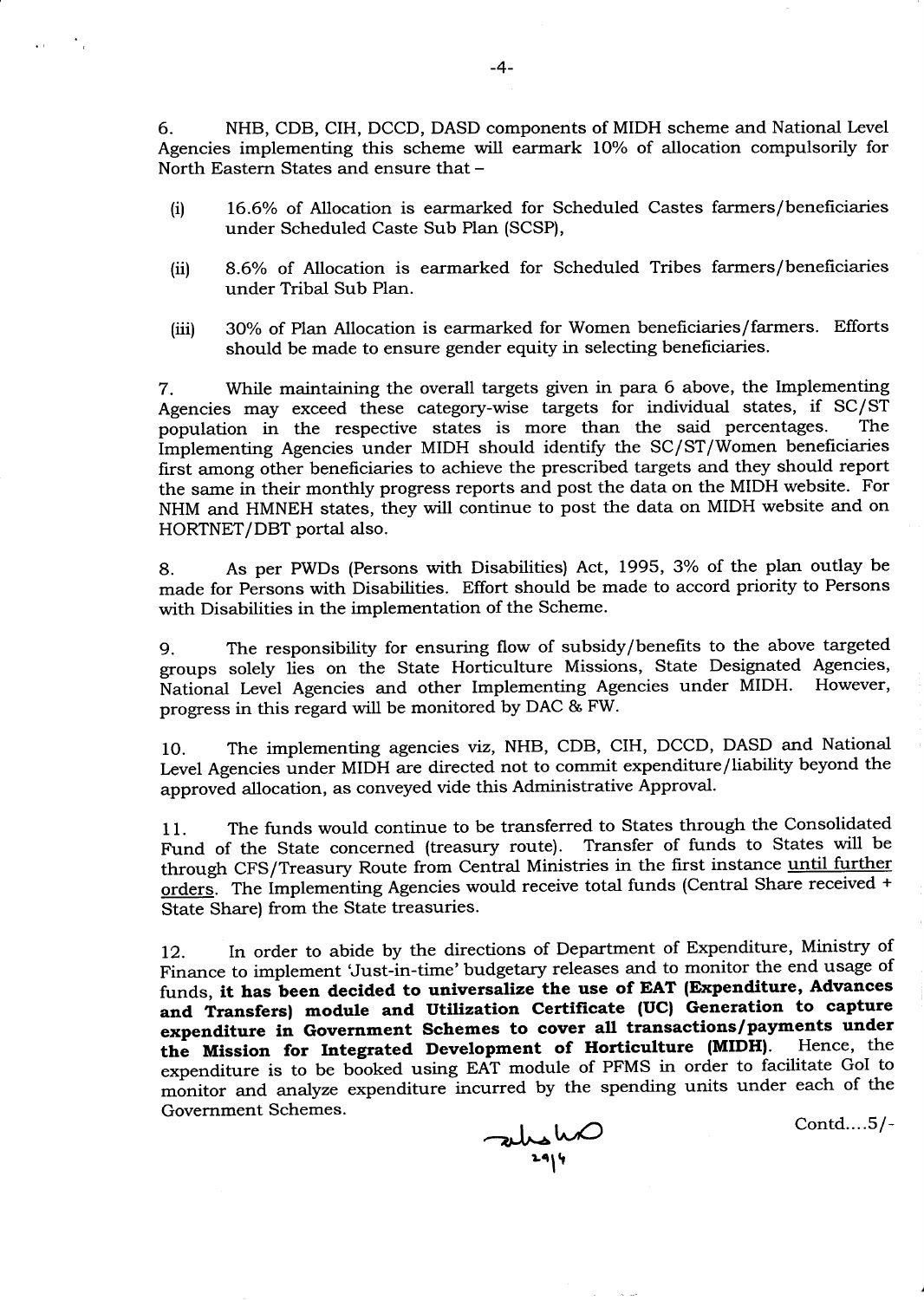6. NHB, CDB, CIH, DCCD, DASD components of MIDH scheme and National Level Agencies implementing this scheme will earmark 10% of allocation compulsorily for North Eastern States and ensure that –

(i) 16.6% of Allocation is earmarked for Scheduled Castes farmers/beneficiaries under Scheduled Caste Sub Plan (SCSP),

(ii) 8.6% of Allocation is earmarked for Scheduled Tribes farmers/beneficiaries under Tribal Sub Plan.

(iii) 30% of Plan Allocation is earmarked for Women beneficiaries/farmers. Efforts should be made to ensure gender equity in selecting beneficiaries.

7. While maintaining the overall targets given in para 6 above, the Implementing Agencies may exceed these category-wise targets for individual states, if SC/ST population in the respective states is more than the said percentages. The Implementing Agencies under MIDH should identify the SC/ST/Women beneficiaries first among other beneficiaries to achieve the prescribed targets and they should report the same in their monthly progress reports and post the data on the MIDH website. For NHM and HMNEH states, they will continue to post the data on MIDH website and on HORTNET/DBT portal also.

8. As per PWDs (Persons with Disabilities) Act, 1995, 3% of the plan outlay be made for Persons with Disabilities. Effort should be made to accord priority to Persons with Disabilities in the implementation of the Scheme.

9. The responsibility for ensuring flow of subsidy/benefits to the above targeted groups solely lies on the State Horticulture Missions, State Designated Agencies, National Level Agencies and other Implementing Agencies under MIDH. However, progress in this regard will be monitored by DAC & FW.

10. The implementing agencies viz, NHB, CDB, CIH, DCCD, DASD and National Level Agencies under MIDH are directed not to commit expenditure/liability beyond the approved allocation, as conveyed vide this Administrative Approval.

11. The funds would continue to be transferred to States through the Consolidated Fund of the State concerned (treasury route). Transfer of funds to States will be through CFS/Treasury Route from Central Ministries in the first instance until further orders. The Implementing Agencies would receive total funds (Central Share received + State Share) from the State treasuries.

12. In order to abide by the directions of Department of Expenditure, Ministry of Finance to implement 'Just-in-time' budgetary releases and to monitor the end usage of funds, **it has been decided to universalize the use of EAT (Expenditure, Advances and Transfers) module and Utilization Certificate (UC) Generation to capture expenditure in Government Schemes to cover all transactions/payments under the Mission for Integrated Development of Horticulture (MIDH).** Hence, the expenditure is to be booked using EAT module of PFMS in order to facilitate GoI to monitor and analyze expenditure incurred by the spending units under each of the Government Schemes.

Contd....5/-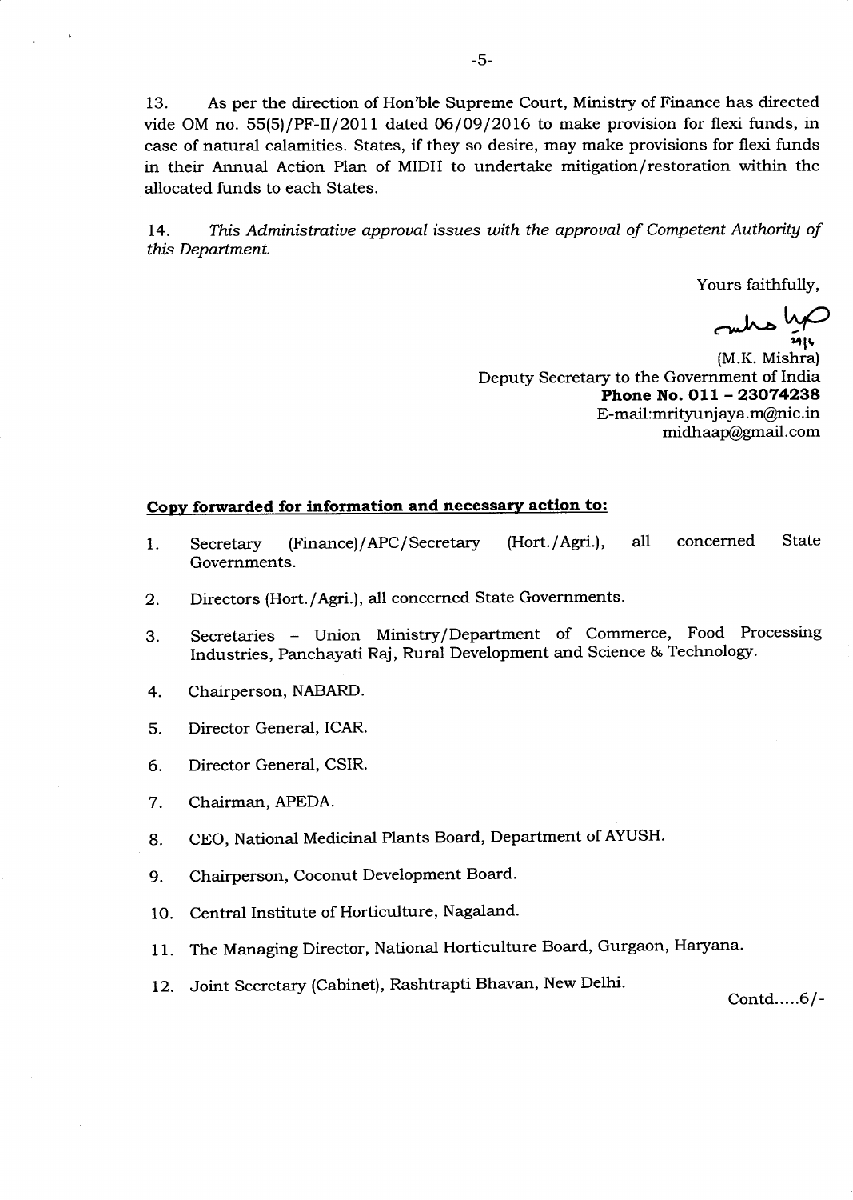13. As per the direction of Hon'ble Supreme Court, Ministry of Finance has directed vide OM no. 55(5)/PF-II/2011 dated 06/09/2016 to make provision for flexi funds, in case of natural calamities. States, if they so desire, may make provisions for flexi funds in their Annual Action Plan of MIDH to undertake mitigation/restoration within the allocated funds to each States.

14. *This Administrative approval issues with the approval of Competent Authority of this Department.*

Yours faithfully,

(M.K. Mishra)
Deputy Secretary to the Government of India
**Phone No. 011 – 23074238**
E-mail:mrityunjaya.m@nic.in
midhaap@gmail.com

**Copy forwarded for information and necessary action to:**

1. Secretary (Finance)/APC/Secretary (Hort./Agri.), all concerned State Governments.
2. Directors (Hort./Agri.), all concerned State Governments.
3. Secretaries – Union Ministry/Department of Commerce, Food Processing Industries, Panchayati Raj, Rural Development and Science & Technology.
4. Chairperson, NABARD.
5. Director General, ICAR.
6. Director General, CSIR.
7. Chairman, APEDA.
8. CEO, National Medicinal Plants Board, Department of AYUSH.
9. Chairperson, Coconut Development Board.
10. Central Institute of Horticulture, Nagaland.
11. The Managing Director, National Horticulture Board, Gurgaon, Haryana.
12. Joint Secretary (Cabinet), Rashtrapti Bhavan, New Delhi.

Contd.....6/-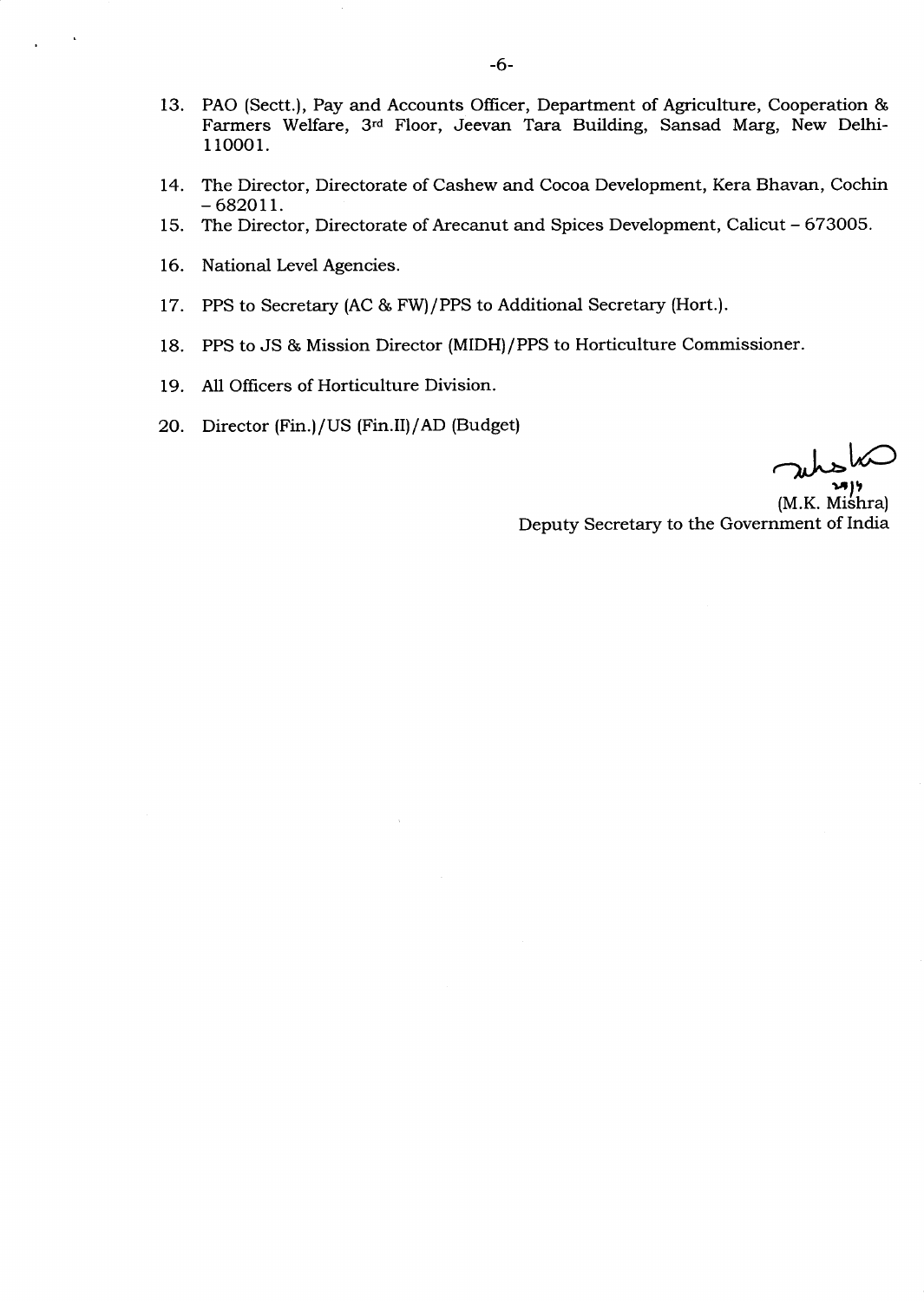13. PAO (Sectt.), Pay and Accounts Officer, Department of Agriculture, Cooperation & Farmers Welfare, 3rd Floor, Jeevan Tara Building, Sansad Marg, New Delhi-110001.
14. The Director, Directorate of Cashew and Cocoa Development, Kera Bhavan, Cochin – 682011.
15. The Director, Directorate of Arecanut and Spices Development, Calicut – 673005.
16. National Level Agencies.
17. PPS to Secretary (AC & FW)/PPS to Additional Secretary (Hort.).
18. PPS to JS & Mission Director (MIDH)/PPS to Horticulture Commissioner.
19. All Officers of Horticulture Division.
20. Director (Fin.)/US (Fin.II)/AD (Budget)

(M.K. Mishra)
Deputy Secretary to the Government of India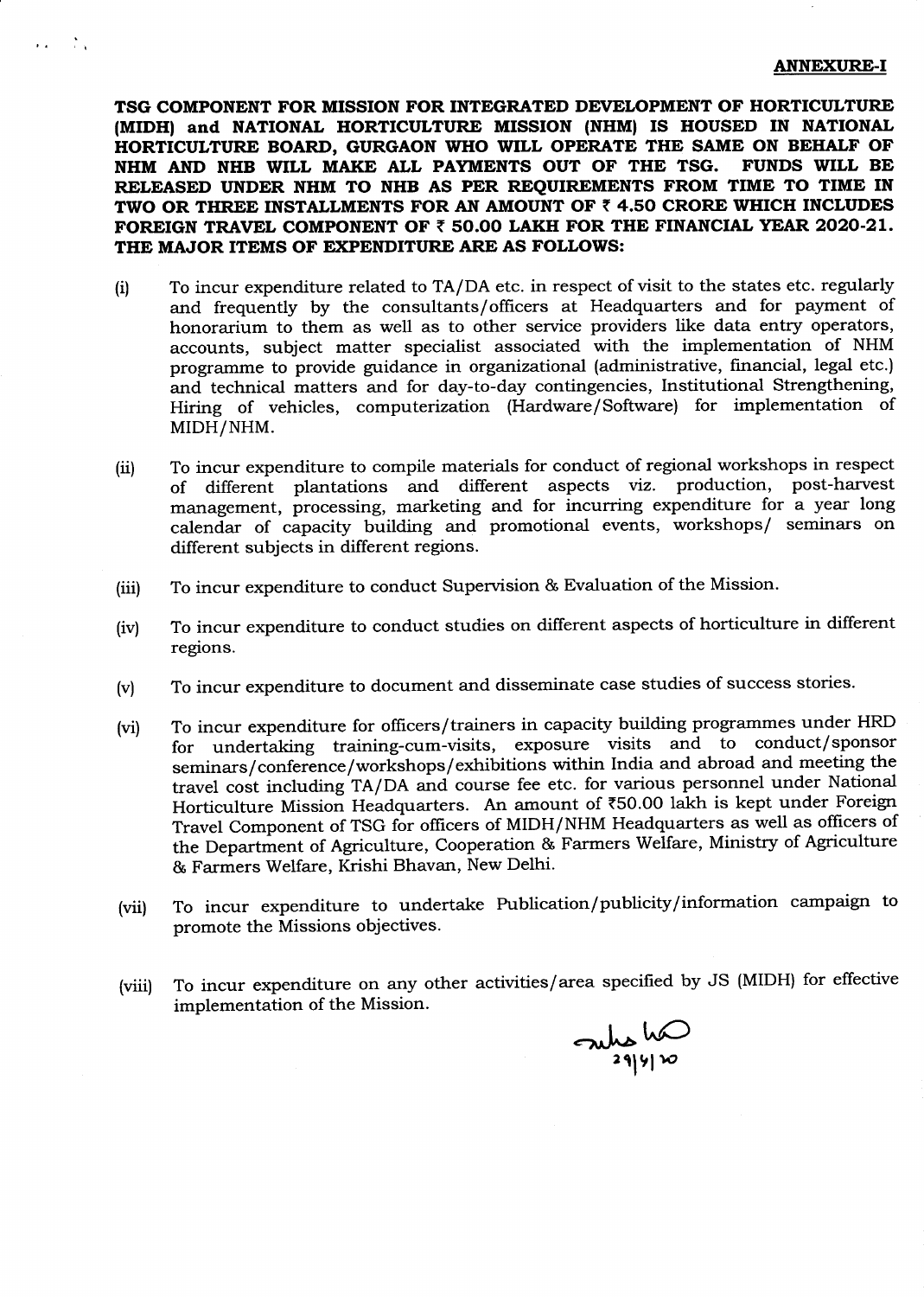**ANNEXURE-I**

**TSG COMPONENT FOR MISSION FOR INTEGRATED DEVELOPMENT OF HORTICULTURE (MIDH) and NATIONAL HORTICULTURE MISSION (NHM) IS HOUSED IN NATIONAL HORTICULTURE BOARD, GURGAON WHO WILL OPERATE THE SAME ON BEHALF OF NHM AND NHB WILL MAKE ALL PAYMENTS OUT OF THE TSG. FUNDS WILL BE RELEASED UNDER NHM TO NHB AS PER REQUIREMENTS FROM TIME TO TIME IN TWO OR THREE INSTALLMENTS FOR AN AMOUNT OF ₹ 4.50 CRORE WHICH INCLUDES FOREIGN TRAVEL COMPONENT OF ₹ 50.00 LAKH FOR THE FINANCIAL YEAR 2020-21. THE MAJOR ITEMS OF EXPENDITURE ARE AS FOLLOWS:**

(i) To incur expenditure related to TA/DA etc. in respect of visit to the states etc. regularly and frequently by the consultants/officers at Headquarters and for payment of honorarium to them as well as to other service providers like data entry operators, accounts, subject matter specialist associated with the implementation of NHM programme to provide guidance in organizational (administrative, financial, legal etc.) and technical matters and for day-to-day contingencies, Institutional Strengthening, Hiring of vehicles, computerization (Hardware/Software) for implementation of MIDH/NHM.

(ii) To incur expenditure to compile materials for conduct of regional workshops in respect of different plantations and different aspects viz. production, post-harvest management, processing, marketing and for incurring expenditure for a year long calendar of capacity building and promotional events, workshops/ seminars on different subjects in different regions.

(iii) To incur expenditure to conduct Supervision & Evaluation of the Mission.

(iv) To incur expenditure to conduct studies on different aspects of horticulture in different regions.

(v) To incur expenditure to document and disseminate case studies of success stories.

(vi) To incur expenditure for officers/trainers in capacity building programmes under HRD for undertaking training-cum-visits, exposure visits and to conduct/sponsor seminars/conference/workshops/exhibitions within India and abroad and meeting the travel cost including TA/DA and course fee etc. for various personnel under National Horticulture Mission Headquarters. An amount of ₹50.00 lakh is kept under Foreign Travel Component of TSG for officers of MIDH/NHM Headquarters as well as officers of the Department of Agriculture, Cooperation & Farmers Welfare, Ministry of Agriculture & Farmers Welfare, Krishi Bhavan, New Delhi.

(vii) To incur expenditure to undertake Publication/publicity/information campaign to promote the Missions objectives.

(viii) To incur expenditure on any other activities/area specified by JS (MIDH) for effective implementation of the Mission.

29|5|20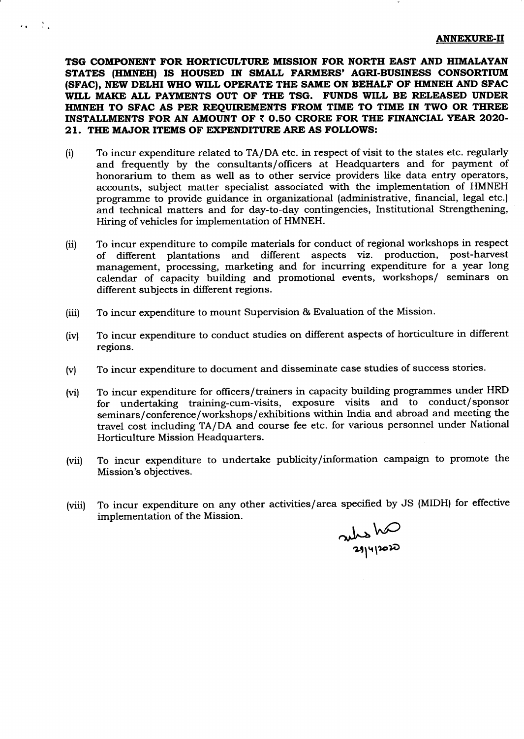**ANNEXURE-II**

**TSG COMPONENT FOR HORTICULTURE MISSION FOR NORTH EAST AND HIMALAYAN STATES (HMNEH) IS HOUSED IN SMALL FARMERS' AGRI-BUSINESS CONSORTIUM (SFAC), NEW DELHI WHO WILL OPERATE THE SAME ON BEHALF OF HMNEH AND SFAC WILL MAKE ALL PAYMENTS OUT OF THE TSG. FUNDS WILL BE RELEASED UNDER HMNEH TO SFAC AS PER REQUIREMENTS FROM TIME TO TIME IN TWO OR THREE INSTALLMENTS FOR AN AMOUNT OF ₹ 0.50 CRORE FOR THE FINANCIAL YEAR 2020-21. THE MAJOR ITEMS OF EXPENDITURE ARE AS FOLLOWS:**

(i) To incur expenditure related to TA/DA etc. in respect of visit to the states etc. regularly and frequently by the consultants/officers at Headquarters and for payment of honorarium to them as well as to other service providers like data entry operators, accounts, subject matter specialist associated with the implementation of HMNEH programme to provide guidance in organizational (administrative, financial, legal etc.) and technical matters and for day-to-day contingencies, Institutional Strengthening, Hiring of vehicles for implementation of HMNEH.

(ii) To incur expenditure to compile materials for conduct of regional workshops in respect of different plantations and different aspects viz. production, post-harvest management, processing, marketing and for incurring expenditure for a year long calendar of capacity building and promotional events, workshops/ seminars on different subjects in different regions.

(iii) To incur expenditure to mount Supervision & Evaluation of the Mission.

(iv) To incur expenditure to conduct studies on different aspects of horticulture in different regions.

(v) To incur expenditure to document and disseminate case studies of success stories.

(vi) To incur expenditure for officers/trainers in capacity building programmes under HRD for undertaking training-cum-visits, exposure visits and to conduct/sponsor seminars/conference/workshops/exhibitions within India and abroad and meeting the travel cost including TA/DA and course fee etc. for various personnel under National Horticulture Mission Headquarters.

(vii) To incur expenditure to undertake publicity/information campaign to promote the Mission's objectives.

(viii) To incur expenditure on any other activities/area specified by JS (MIDH) for effective implementation of the Mission.

29/4/2020